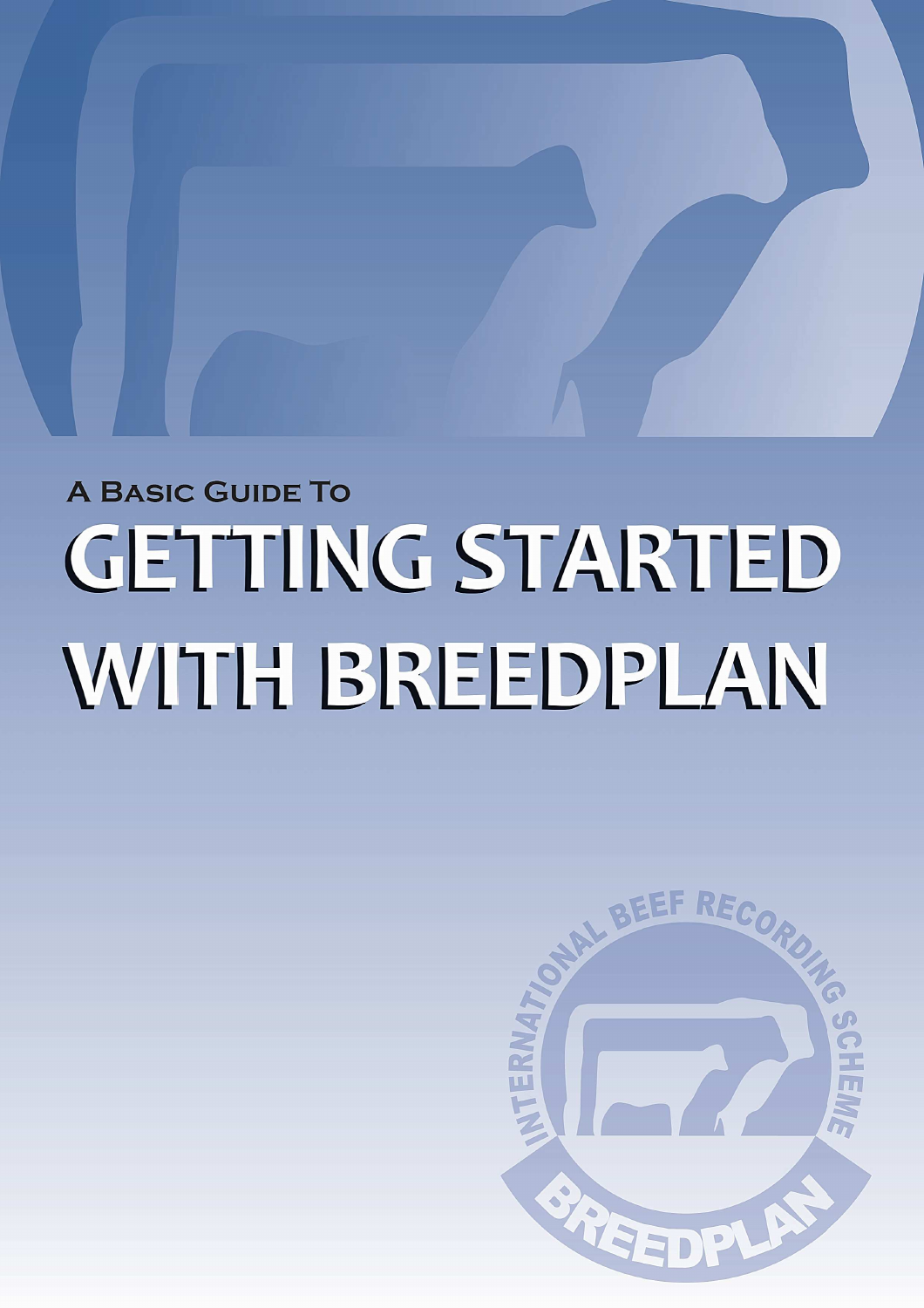A Basic Guide To

# GETTING STARTED WITH BREEDPLAN

INTERNATIONAL BEEF RECORDING SCHEME

BREEDPLAN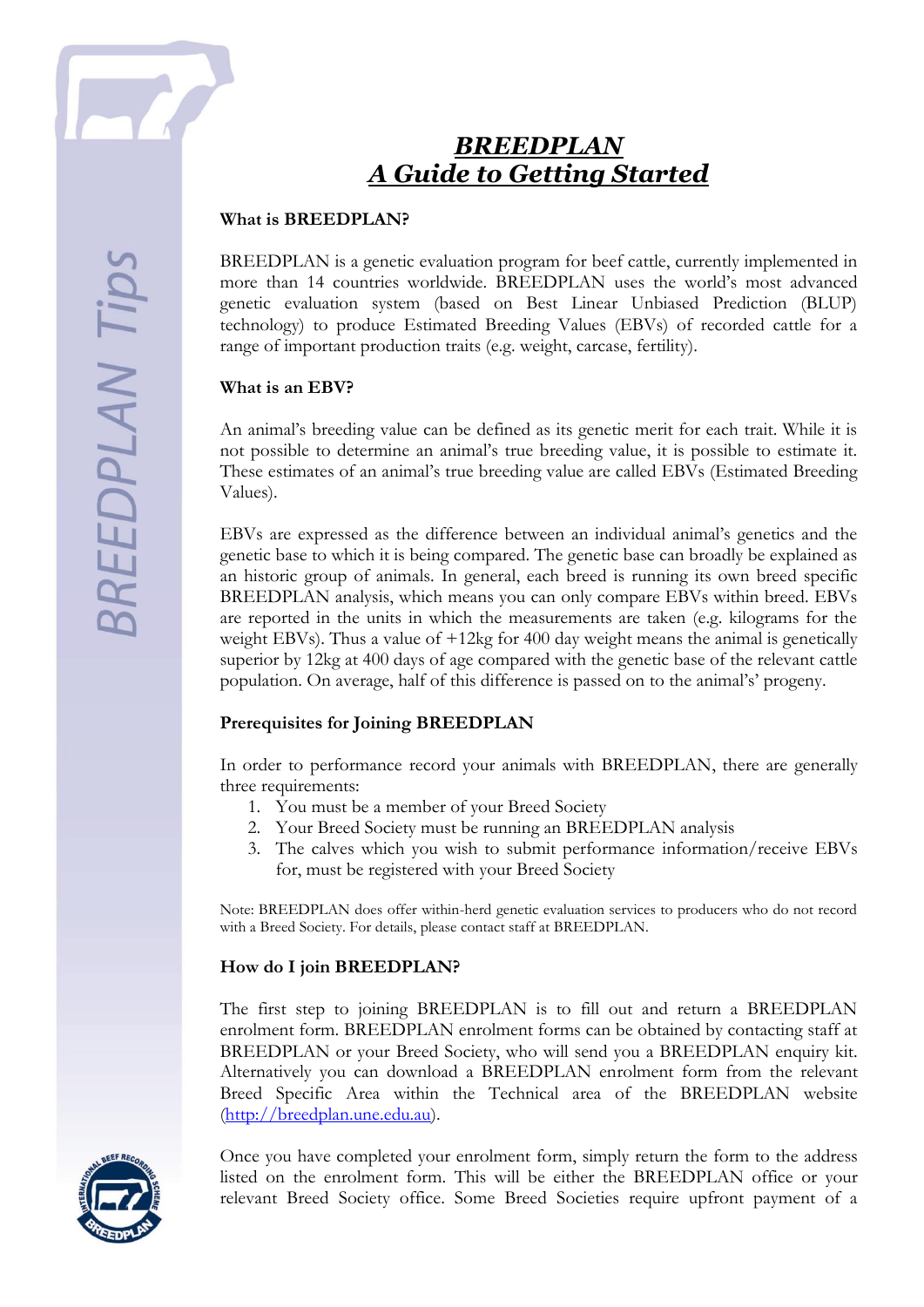# *BREEDPLAN*
# *A Guide to Getting Started*

**What is BREEDPLAN?**

BREEDPLAN is a genetic evaluation program for beef cattle, currently implemented in more than 14 countries worldwide. BREEDPLAN uses the world's most advanced genetic evaluation system (based on Best Linear Unbiased Prediction (BLUP) technology) to produce Estimated Breeding Values (EBVs) of recorded cattle for a range of important production traits (e.g. weight, carcase, fertility).

**What is an EBV?**

An animal's breeding value can be defined as its genetic merit for each trait. While it is not possible to determine an animal's true breeding value, it is possible to estimate it. These estimates of an animal's true breeding value are called EBVs (Estimated Breeding Values).

EBVs are expressed as the difference between an individual animal's genetics and the genetic base to which it is being compared. The genetic base can broadly be explained as an historic group of animals. In general, each breed is running its own breed specific BREEDPLAN analysis, which means you can only compare EBVs within breed. EBVs are reported in the units in which the measurements are taken (e.g. kilograms for the weight EBVs). Thus a value of +12kg for 400 day weight means the animal is genetically superior by 12kg at 400 days of age compared with the genetic base of the relevant cattle population. On average, half of this difference is passed on to the animal's' progeny.

**Prerequisites for Joining BREEDPLAN**

In order to performance record your animals with BREEDPLAN, there are generally three requirements:

1. You must be a member of your Breed Society
2. Your Breed Society must be running an BREEDPLAN analysis
3. The calves which you wish to submit performance information/receive EBVs for, must be registered with your Breed Society

Note: BREEDPLAN does offer within-herd genetic evaluation services to producers who do not record with a Breed Society. For details, please contact staff at BREEDPLAN.

**How do I join BREEDPLAN?**

The first step to joining BREEDPLAN is to fill out and return a BREEDPLAN enrolment form. BREEDPLAN enrolment forms can be obtained by contacting staff at BREEDPLAN or your Breed Society, who will send you a BREEDPLAN enquiry kit. Alternatively you can download a BREEDPLAN enrolment form from the relevant Breed Specific Area within the Technical area of the BREEDPLAN website (http://breedplan.une.edu.au).

Once you have completed your enrolment form, simply return the form to the address listed on the enrolment form. This will be either the BREEDPLAN office or your relevant Breed Society office. Some Breed Societies require upfront payment of a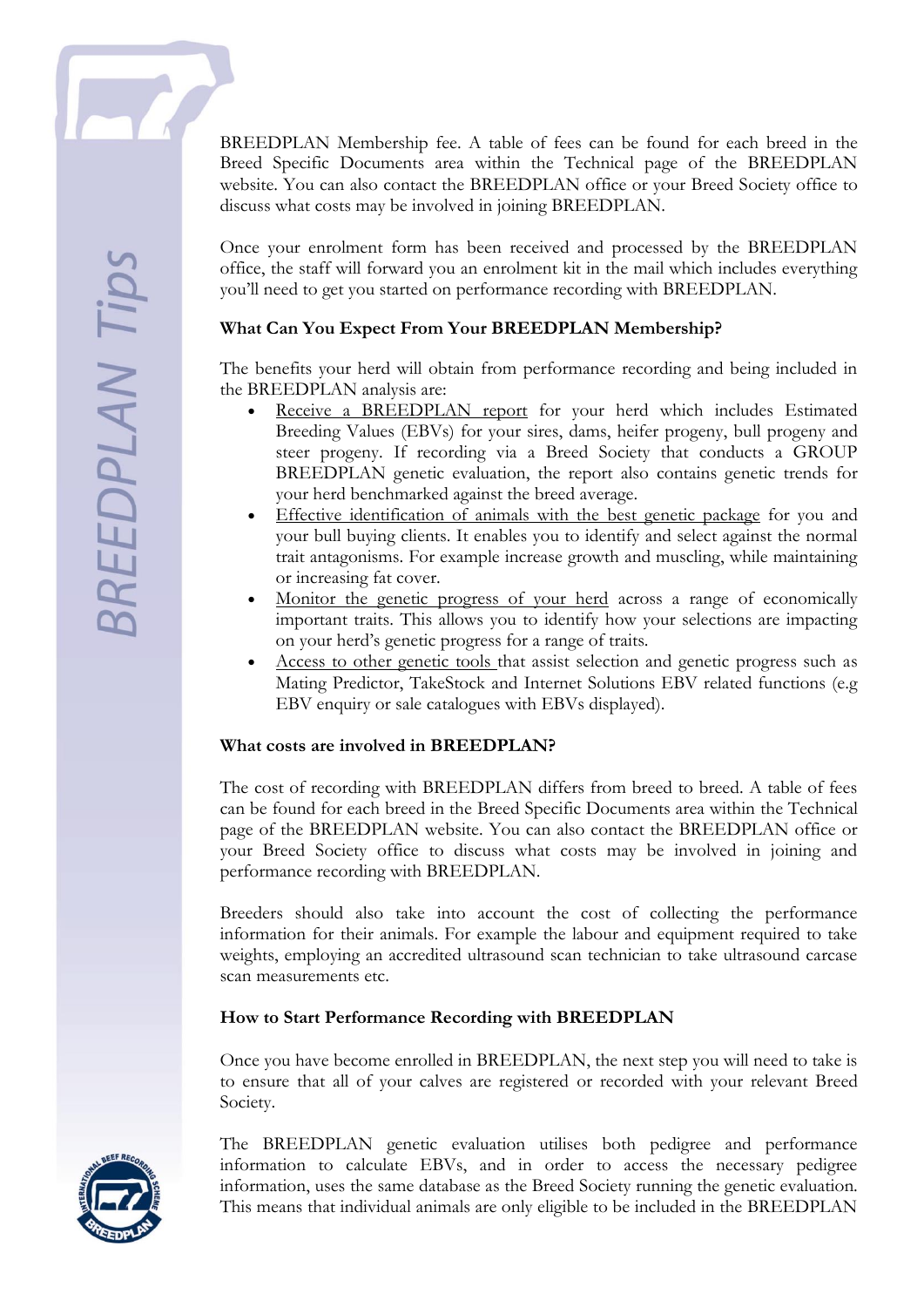BREEDPLAN Membership fee. A table of fees can be found for each breed in the Breed Specific Documents area within the Technical page of the BREEDPLAN website. You can also contact the BREEDPLAN office or your Breed Society office to discuss what costs may be involved in joining BREEDPLAN.

Once your enrolment form has been received and processed by the BREEDPLAN office, the staff will forward you an enrolment kit in the mail which includes everything you'll need to get you started on performance recording with BREEDPLAN.

**What Can You Expect From Your BREEDPLAN Membership?**

The benefits your herd will obtain from performance recording and being included in the BREEDPLAN analysis are:

- Receive a BREEDPLAN report for your herd which includes Estimated Breeding Values (EBVs) for your sires, dams, heifer progeny, bull progeny and steer progeny. If recording via a Breed Society that conducts a GROUP BREEDPLAN genetic evaluation, the report also contains genetic trends for your herd benchmarked against the breed average.
- Effective identification of animals with the best genetic package for you and your bull buying clients. It enables you to identify and select against the normal trait antagonisms. For example increase growth and muscling, while maintaining or increasing fat cover.
- Monitor the genetic progress of your herd across a range of economically important traits. This allows you to identify how your selections are impacting on your herd's genetic progress for a range of traits.
- Access to other genetic tools that assist selection and genetic progress such as Mating Predictor, TakeStock and Internet Solutions EBV related functions (e.g EBV enquiry or sale catalogues with EBVs displayed).

**What costs are involved in BREEDPLAN?**

The cost of recording with BREEDPLAN differs from breed to breed. A table of fees can be found for each breed in the Breed Specific Documents area within the Technical page of the BREEDPLAN website. You can also contact the BREEDPLAN office or your Breed Society office to discuss what costs may be involved in joining and performance recording with BREEDPLAN.

Breeders should also take into account the cost of collecting the performance information for their animals. For example the labour and equipment required to take weights, employing an accredited ultrasound scan technician to take ultrasound carcase scan measurements etc.

**How to Start Performance Recording with BREEDPLAN**

Once you have become enrolled in BREEDPLAN, the next step you will need to take is to ensure that all of your calves are registered or recorded with your relevant Breed Society.

The BREEDPLAN genetic evaluation utilises both pedigree and performance information to calculate EBVs, and in order to access the necessary pedigree information, uses the same database as the Breed Society running the genetic evaluation. This means that individual animals are only eligible to be included in the BREEDPLAN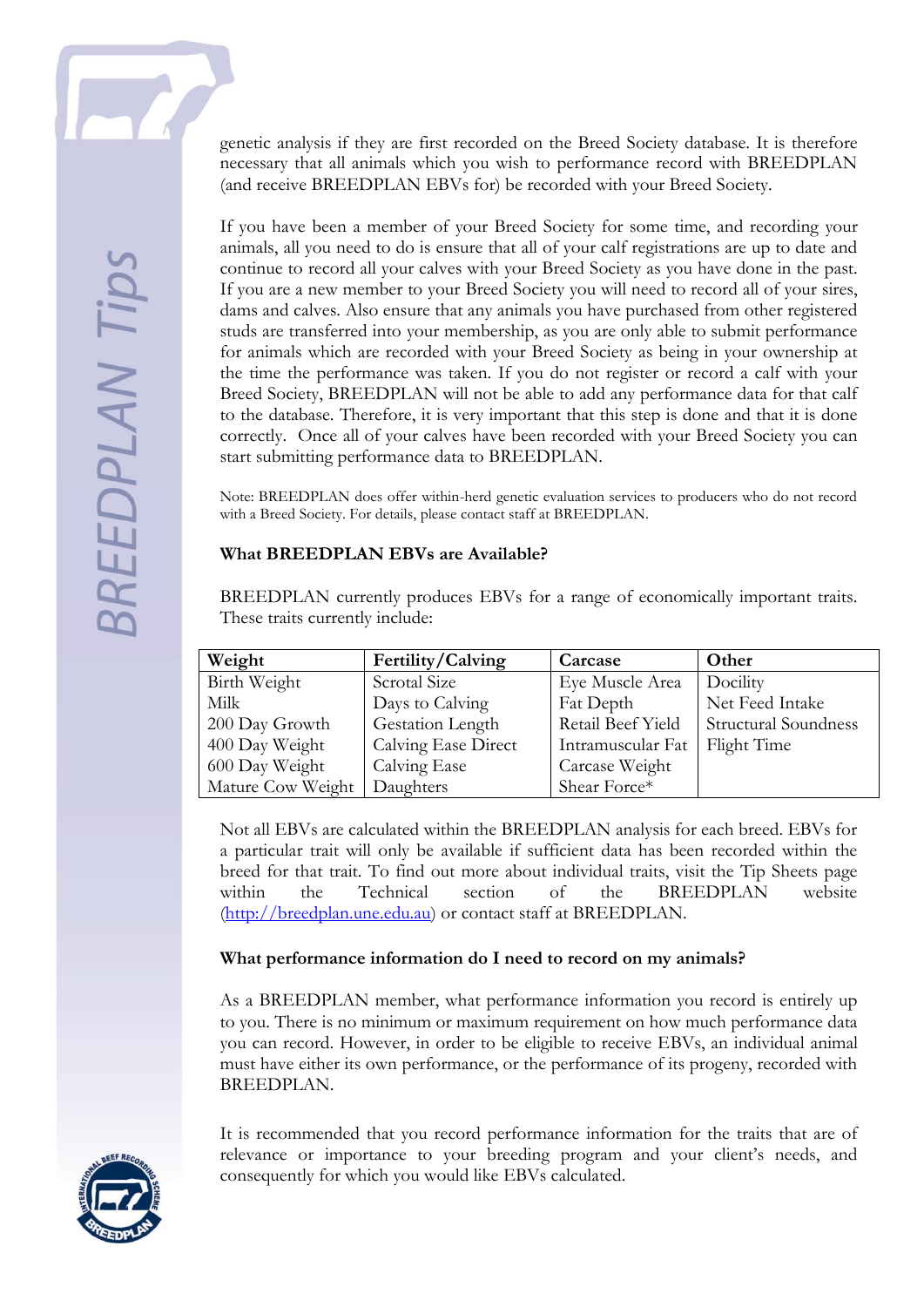genetic analysis if they are first recorded on the Breed Society database. It is therefore necessary that all animals which you wish to performance record with BREEDPLAN (and receive BREEDPLAN EBVs for) be recorded with your Breed Society.

If you have been a member of your Breed Society for some time, and recording your animals, all you need to do is ensure that all of your calf registrations are up to date and continue to record all your calves with your Breed Society as you have done in the past. If you are a new member to your Breed Society you will need to record all of your sires, dams and calves. Also ensure that any animals you have purchased from other registered studs are transferred into your membership, as you are only able to submit performance for animals which are recorded with your Breed Society as being in your ownership at the time the performance was taken. If you do not register or record a calf with your Breed Society, BREEDPLAN will not be able to add any performance data for that calf to the database. Therefore, it is very important that this step is done and that it is done correctly. Once all of your calves have been recorded with your Breed Society you can start submitting performance data to BREEDPLAN.

Note: BREEDPLAN does offer within-herd genetic evaluation services to producers who do not record with a Breed Society. For details, please contact staff at BREEDPLAN.

**What BREEDPLAN EBVs are Available?**

BREEDPLAN currently produces EBVs for a range of economically important traits. These traits currently include:

| Weight | Fertility/Calving | Carcase | Other |
|---|---|---|---|
| Birth Weight | Scrotal Size | Eye Muscle Area | Docility |
| Milk | Days to Calving | Fat Depth | Net Feed Intake |
| 200 Day Growth | Gestation Length | Retail Beef Yield | Structural Soundness |
| 400 Day Weight | Calving Ease Direct | Intramuscular Fat | Flight Time |
| 600 Day Weight | Calving Ease | Carcase Weight | |
| Mature Cow Weight | Daughters | Shear Force* | |

Not all EBVs are calculated within the BREEDPLAN analysis for each breed. EBVs for a particular trait will only be available if sufficient data has been recorded within the breed for that trait. To find out more about individual traits, visit the Tip Sheets page within the Technical section of the BREEDPLAN website (http://breedplan.une.edu.au) or contact staff at BREEDPLAN.

**What performance information do I need to record on my animals?**

As a BREEDPLAN member, what performance information you record is entirely up to you. There is no minimum or maximum requirement on how much performance data you can record. However, in order to be eligible to receive EBVs, an individual animal must have either its own performance, or the performance of its progeny, recorded with BREEDPLAN.

It is recommended that you record performance information for the traits that are of relevance or importance to your breeding program and your client's needs, and consequently for which you would like EBVs calculated.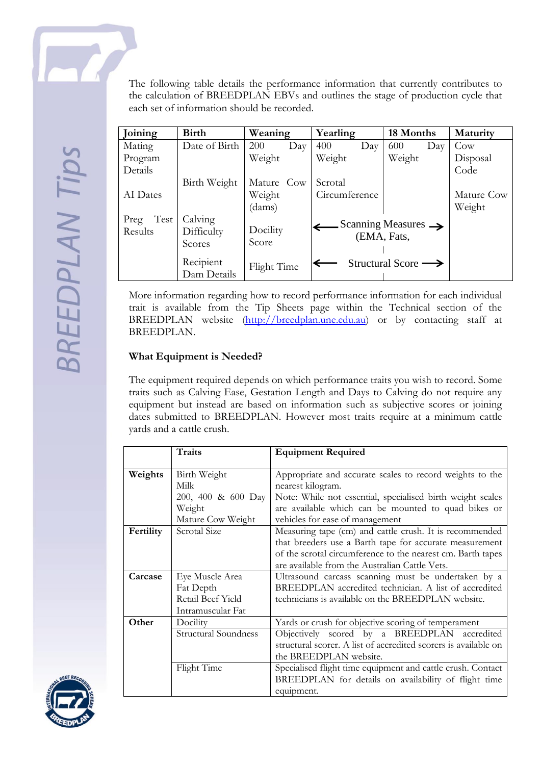The following table details the performance information that currently contributes to the calculation of BREEDPLAN EBVs and outlines the stage of production cycle that each set of information should be recorded.

| Joining | Birth | Weaning | Yearling | 18 Months | Maturity |
|---|---|---|---|---|---|
| Mating Program Details | Date of Birth | 200 Day Weight | 400 Day Weight | 600 Day Weight | Cow Disposal Code |
| AI Dates | Birth Weight | Mature Cow Weight (dams) | Scrotal Circumference | | Mature Cow Weight |
| Preg Test Results | Calving Difficulty Scores | Docility Score | ← Scanning Measures (EMA, Fats, | → | |
| | Recipient Dam Details | Flight Time | ← Structural Score | → | |

More information regarding how to record performance information for each individual trait is available from the Tip Sheets page within the Technical section of the BREEDPLAN website (http://breedplan.une.edu.au) or by contacting staff at BREEDPLAN.

**What Equipment is Needed?**

The equipment required depends on which performance traits you wish to record. Some traits such as Calving Ease, Gestation Length and Days to Calving do not require any equipment but instead are based on information such as subjective scores or joining dates submitted to BREEDPLAN. However most traits require at a minimum cattle yards and a cattle crush.

| | Traits | Equipment Required |
|---|---|---|
| **Weights** | Birth Weight<br>Milk<br>200, 400 & 600 Day Weight<br>Mature Cow Weight | Appropriate and accurate scales to record weights to the nearest kilogram.<br>Note: While not essential, specialised birth weight scales are available which can be mounted to quad bikes or vehicles for ease of management |
| **Fertility** | Scrotal Size | Measuring tape (cm) and cattle crush. It is recommended that breeders use a Barth tape for accurate measurement of the scrotal circumference to the nearest cm. Barth tapes are available from the Australian Cattle Vets. |
| **Carcase** | Eye Muscle Area<br>Fat Depth<br>Retail Beef Yield<br>Intramuscular Fat | Ultrasound carcass scanning must be undertaken by a BREEDPLAN accredited technician. A list of accredited technicians is available on the BREEDPLAN website. |
| **Other** | Docility | Yards or crush for objective scoring of temperament |
| | Structural Soundness | Objectively scored by a BREEDPLAN accredited structural scorer. A list of accredited scorers is available on the BREEDPLAN website. |
| | Flight Time | Specialised flight time equipment and cattle crush. Contact BREEDPLAN for details on availability of flight time equipment. |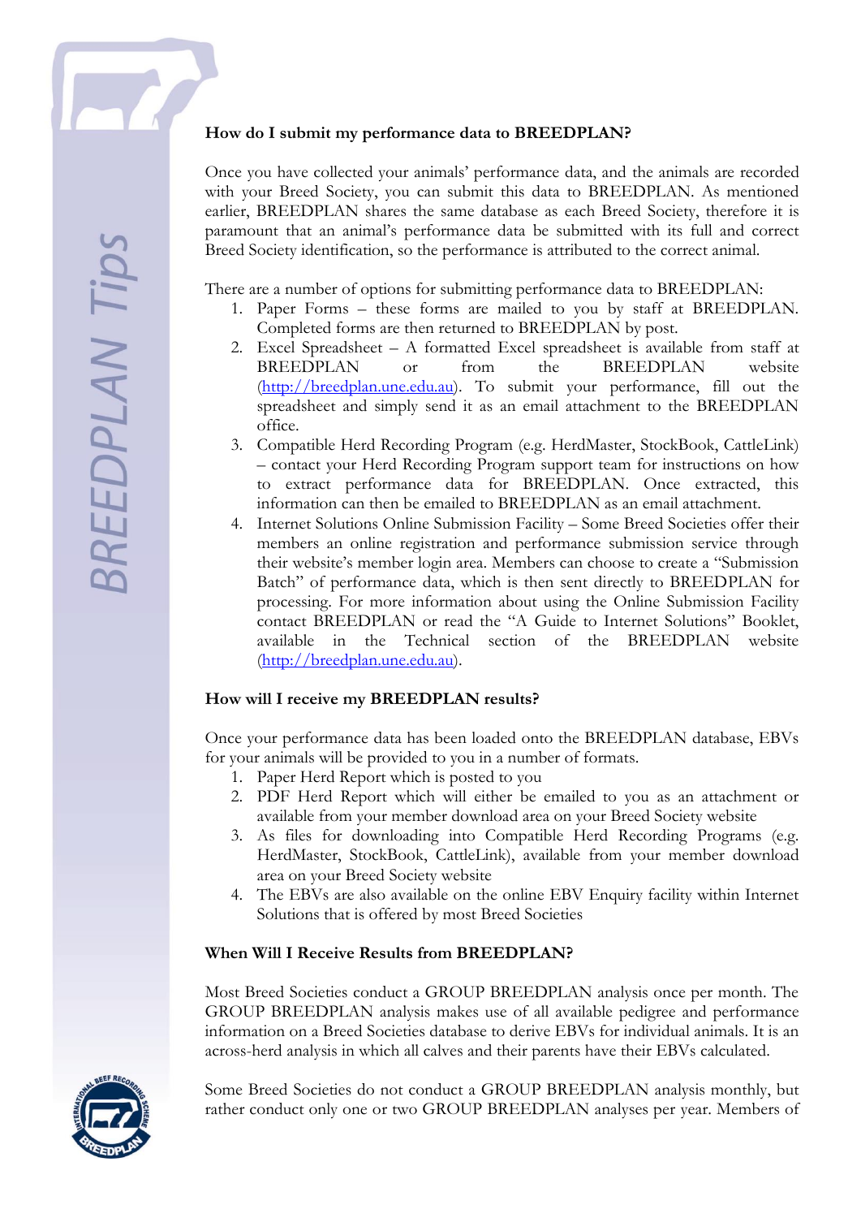## How do I submit my performance data to BREEDPLAN?

Once you have collected your animals' performance data, and the animals are recorded with your Breed Society, you can submit this data to BREEDPLAN. As mentioned earlier, BREEDPLAN shares the same database as each Breed Society, therefore it is paramount that an animal's performance data be submitted with its full and correct Breed Society identification, so the performance is attributed to the correct animal.

There are a number of options for submitting performance data to BREEDPLAN:

1. Paper Forms – these forms are mailed to you by staff at BREEDPLAN. Completed forms are then returned to BREEDPLAN by post.
2. Excel Spreadsheet – A formatted Excel spreadsheet is available from staff at BREEDPLAN or from the BREEDPLAN website (http://breedplan.une.edu.au). To submit your performance, fill out the spreadsheet and simply send it as an email attachment to the BREEDPLAN office.
3. Compatible Herd Recording Program (e.g. HerdMaster, StockBook, CattleLink) – contact your Herd Recording Program support team for instructions on how to extract performance data for BREEDPLAN. Once extracted, this information can then be emailed to BREEDPLAN as an email attachment.
4. Internet Solutions Online Submission Facility – Some Breed Societies offer their members an online registration and performance submission service through their website's member login area. Members can choose to create a "Submission Batch" of performance data, which is then sent directly to BREEDPLAN for processing. For more information about using the Online Submission Facility contact BREEDPLAN or read the "A Guide to Internet Solutions" Booklet, available in the Technical section of the BREEDPLAN website (http://breedplan.une.edu.au).

## How will I receive my BREEDPLAN results?

Once your performance data has been loaded onto the BREEDPLAN database, EBVs for your animals will be provided to you in a number of formats.

1. Paper Herd Report which is posted to you
2. PDF Herd Report which will either be emailed to you as an attachment or available from your member download area on your Breed Society website
3. As files for downloading into Compatible Herd Recording Programs (e.g. HerdMaster, StockBook, CattleLink), available from your member download area on your Breed Society website
4. The EBVs are also available on the online EBV Enquiry facility within Internet Solutions that is offered by most Breed Societies

## When Will I Receive Results from BREEDPLAN?

Most Breed Societies conduct a GROUP BREEDPLAN analysis once per month. The GROUP BREEDPLAN analysis makes use of all available pedigree and performance information on a Breed Societies database to derive EBVs for individual animals. It is an across-herd analysis in which all calves and their parents have their EBVs calculated.

Some Breed Societies do not conduct a GROUP BREEDPLAN analysis monthly, but rather conduct only one or two GROUP BREEDPLAN analyses per year. Members of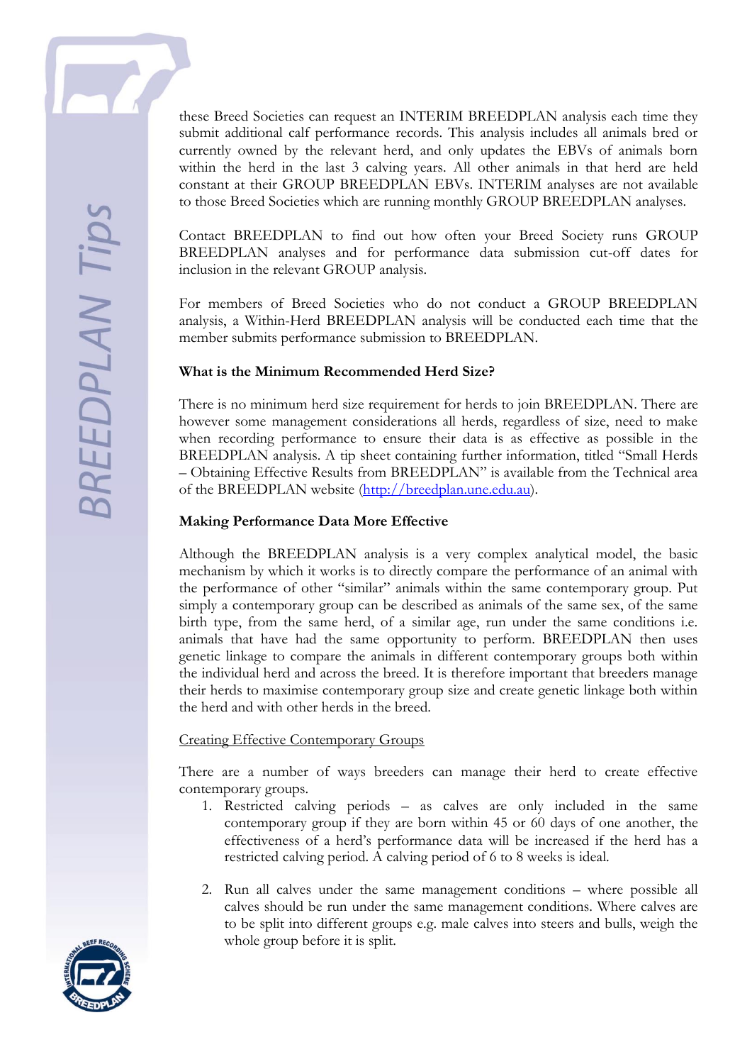these Breed Societies can request an INTERIM BREEDPLAN analysis each time they submit additional calf performance records. This analysis includes all animals bred or currently owned by the relevant herd, and only updates the EBVs of animals born within the herd in the last 3 calving years. All other animals in that herd are held constant at their GROUP BREEDPLAN EBVs. INTERIM analyses are not available to those Breed Societies which are running monthly GROUP BREEDPLAN analyses.

Contact BREEDPLAN to find out how often your Breed Society runs GROUP BREEDPLAN analyses and for performance data submission cut-off dates for inclusion in the relevant GROUP analysis.

For members of Breed Societies who do not conduct a GROUP BREEDPLAN analysis, a Within-Herd BREEDPLAN analysis will be conducted each time that the member submits performance submission to BREEDPLAN.

**What is the Minimum Recommended Herd Size?**

There is no minimum herd size requirement for herds to join BREEDPLAN. There are however some management considerations all herds, regardless of size, need to make when recording performance to ensure their data is as effective as possible in the BREEDPLAN analysis. A tip sheet containing further information, titled "Small Herds – Obtaining Effective Results from BREEDPLAN" is available from the Technical area of the BREEDPLAN website (http://breedplan.une.edu.au).

**Making Performance Data More Effective**

Although the BREEDPLAN analysis is a very complex analytical model, the basic mechanism by which it works is to directly compare the performance of an animal with the performance of other "similar" animals within the same contemporary group. Put simply a contemporary group can be described as animals of the same sex, of the same birth type, from the same herd, of a similar age, run under the same conditions i.e. animals that have had the same opportunity to perform. BREEDPLAN then uses genetic linkage to compare the animals in different contemporary groups both within the individual herd and across the breed. It is therefore important that breeders manage their herds to maximise contemporary group size and create genetic linkage both within the herd and with other herds in the breed.

Creating Effective Contemporary Groups

There are a number of ways breeders can manage their herd to create effective contemporary groups.

1. Restricted calving periods – as calves are only included in the same contemporary group if they are born within 45 or 60 days of one another, the effectiveness of a herd's performance data will be increased if the herd has a restricted calving period. A calving period of 6 to 8 weeks is ideal.

2. Run all calves under the same management conditions – where possible all calves should be run under the same management conditions. Where calves are to be split into different groups e.g. male calves into steers and bulls, weigh the whole group before it is split.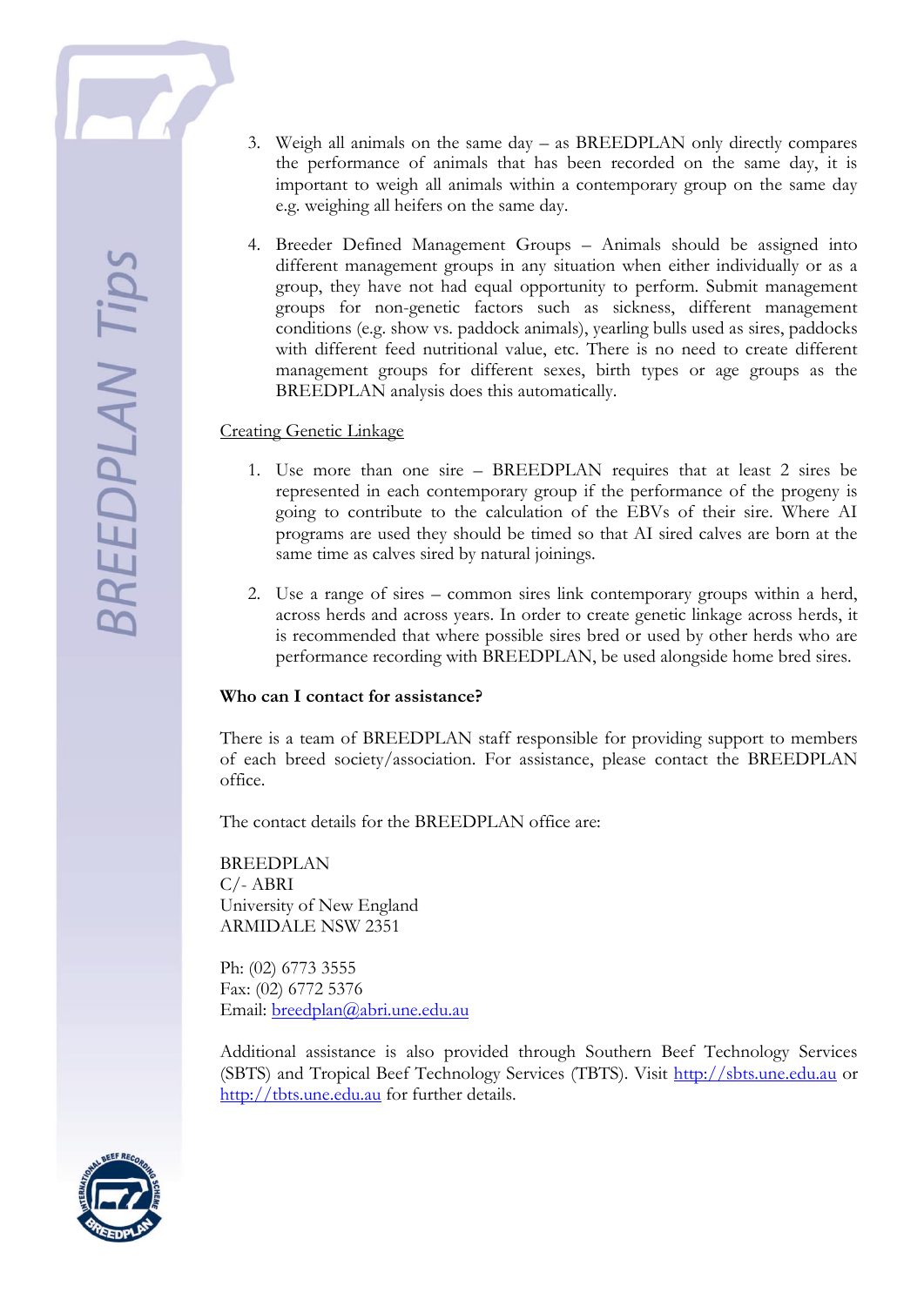3. Weigh all animals on the same day – as BREEDPLAN only directly compares the performance of animals that has been recorded on the same day, it is important to weigh all animals within a contemporary group on the same day e.g. weighing all heifers on the same day.

4. Breeder Defined Management Groups – Animals should be assigned into different management groups in any situation when either individually or as a group, they have not had equal opportunity to perform. Submit management groups for non-genetic factors such as sickness, different management conditions (e.g. show vs. paddock animals), yearling bulls used as sires, paddocks with different feed nutritional value, etc. There is no need to create different management groups for different sexes, birth types or age groups as the BREEDPLAN analysis does this automatically.

Creating Genetic Linkage

1. Use more than one sire – BREEDPLAN requires that at least 2 sires be represented in each contemporary group if the performance of the progeny is going to contribute to the calculation of the EBVs of their sire. Where AI programs are used they should be timed so that AI sired calves are born at the same time as calves sired by natural joinings.

2. Use a range of sires – common sires link contemporary groups within a herd, across herds and across years. In order to create genetic linkage across herds, it is recommended that where possible sires bred or used by other herds who are performance recording with BREEDPLAN, be used alongside home bred sires.

**Who can I contact for assistance?**

There is a team of BREEDPLAN staff responsible for providing support to members of each breed society/association. For assistance, please contact the BREEDPLAN office.

The contact details for the BREEDPLAN office are:

BREEDPLAN
C/- ABRI
University of New England
ARMIDALE NSW 2351

Ph: (02) 6773 3555
Fax: (02) 6772 5376
Email: breedplan@abri.une.edu.au

Additional assistance is also provided through Southern Beef Technology Services (SBTS) and Tropical Beef Technology Services (TBTS). Visit http://sbts.une.edu.au or http://tbts.une.edu.au for further details.